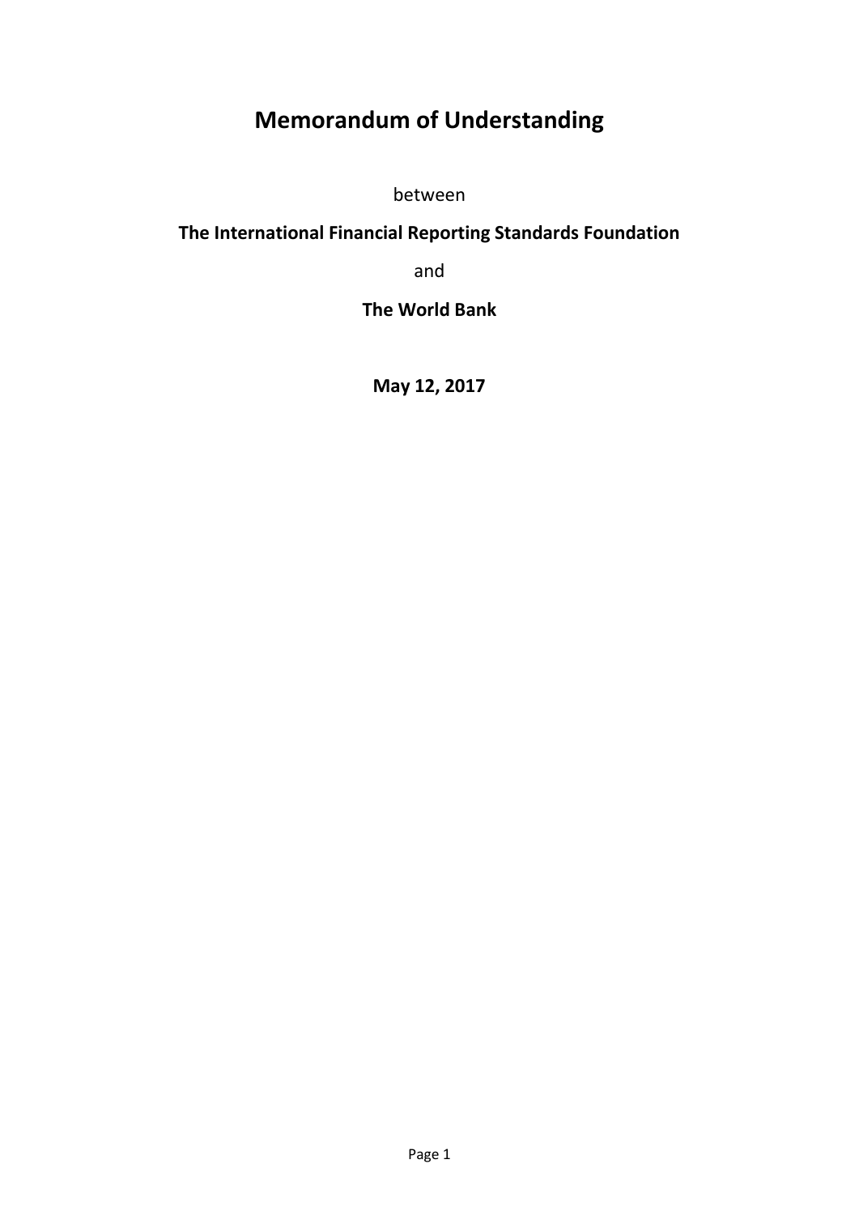# Memorandum of Understanding

between

**The International Financial Reporting Standards Foundation**

and

**The World Bank**

**May 12, 2017**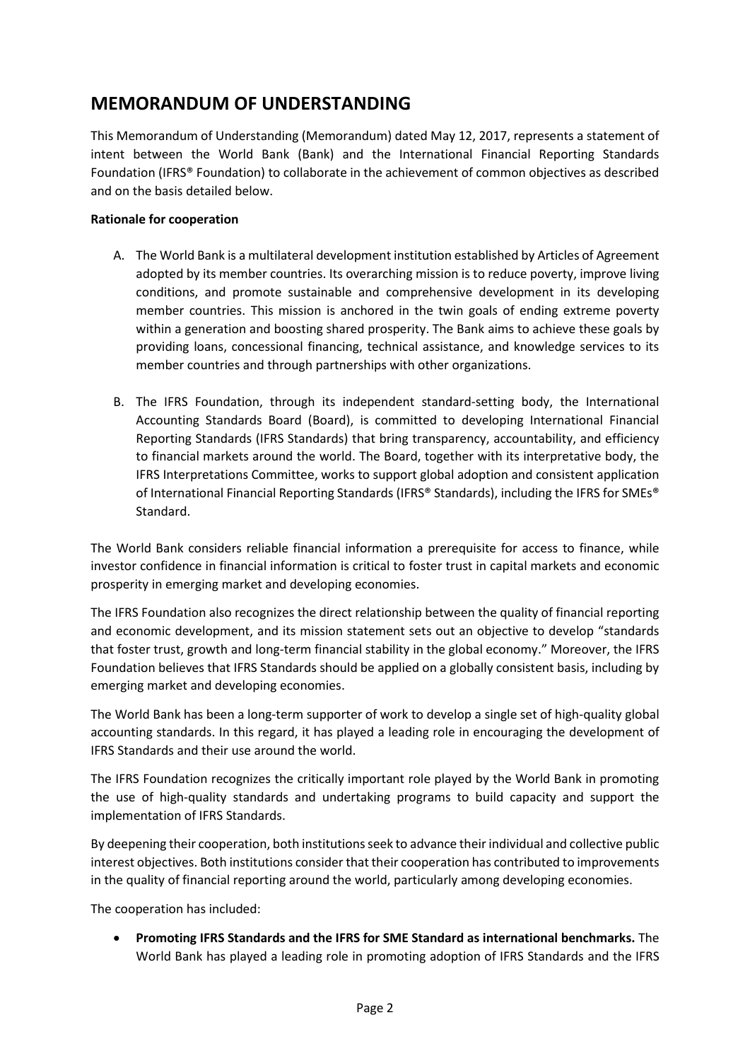# MEMORANDUM OF UNDERSTANDING

This Memorandum of Understanding (Memorandum) dated May 12, 2017, represents a statement of intent between the World Bank (Bank) and the International Financial Reporting Standards Foundation (IFRS® Foundation) to collaborate in the achievement of common objectives as described and on the basis detailed below.

**Rationale for cooperation**

A. The World Bank is a multilateral development institution established by Articles of Agreement adopted by its member countries. Its overarching mission is to reduce poverty, improve living conditions, and promote sustainable and comprehensive development in its developing member countries. This mission is anchored in the twin goals of ending extreme poverty within a generation and boosting shared prosperity. The Bank aims to achieve these goals by providing loans, concessional financing, technical assistance, and knowledge services to its member countries and through partnerships with other organizations.

B. The IFRS Foundation, through its independent standard-setting body, the International Accounting Standards Board (Board), is committed to developing International Financial Reporting Standards (IFRS Standards) that bring transparency, accountability, and efficiency to financial markets around the world. The Board, together with its interpretative body, the IFRS Interpretations Committee, works to support global adoption and consistent application of International Financial Reporting Standards (IFRS® Standards), including the IFRS for SMEs® Standard.

The World Bank considers reliable financial information a prerequisite for access to finance, while investor confidence in financial information is critical to foster trust in capital markets and economic prosperity in emerging market and developing economies.

The IFRS Foundation also recognizes the direct relationship between the quality of financial reporting and economic development, and its mission statement sets out an objective to develop "standards that foster trust, growth and long-term financial stability in the global economy." Moreover, the IFRS Foundation believes that IFRS Standards should be applied on a globally consistent basis, including by emerging market and developing economies.

The World Bank has been a long-term supporter of work to develop a single set of high-quality global accounting standards. In this regard, it has played a leading role in encouraging the development of IFRS Standards and their use around the world.

The IFRS Foundation recognizes the critically important role played by the World Bank in promoting the use of high-quality standards and undertaking programs to build capacity and support the implementation of IFRS Standards.

By deepening their cooperation, both institutions seek to advance their individual and collective public interest objectives. Both institutions consider that their cooperation has contributed to improvements in the quality of financial reporting around the world, particularly among developing economies.

The cooperation has included:

- **Promoting IFRS Standards and the IFRS for SME Standard as international benchmarks.** The World Bank has played a leading role in promoting adoption of IFRS Standards and the IFRS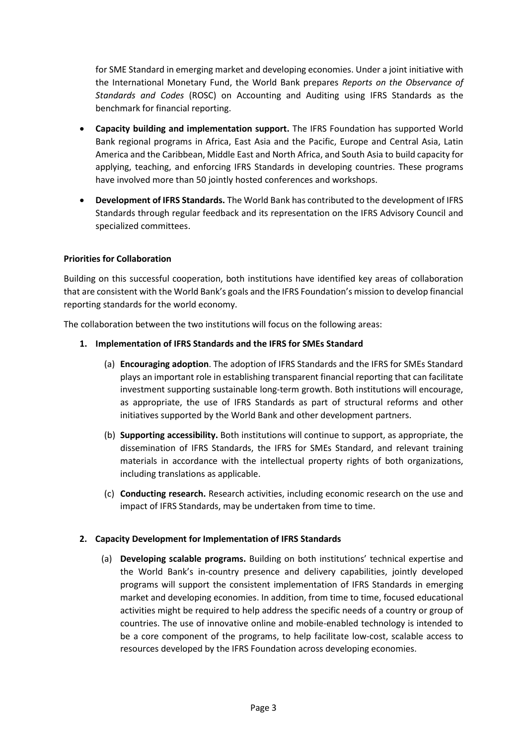for SME Standard in emerging market and developing economies. Under a joint initiative with the International Monetary Fund, the World Bank prepares *Reports on the Observance of Standards and Codes* (ROSC) on Accounting and Auditing using IFRS Standards as the benchmark for financial reporting.

- **Capacity building and implementation support.** The IFRS Foundation has supported World Bank regional programs in Africa, East Asia and the Pacific, Europe and Central Asia, Latin America and the Caribbean, Middle East and North Africa, and South Asia to build capacity for applying, teaching, and enforcing IFRS Standards in developing countries. These programs have involved more than 50 jointly hosted conferences and workshops.
- **Development of IFRS Standards.** The World Bank has contributed to the development of IFRS Standards through regular feedback and its representation on the IFRS Advisory Council and specialized committees.

**Priorities for Collaboration**

Building on this successful cooperation, both institutions have identified key areas of collaboration that are consistent with the World Bank's goals and the IFRS Foundation's mission to develop financial reporting standards for the world economy.

The collaboration between the two institutions will focus on the following areas:

1. **Implementation of IFRS Standards and the IFRS for SMEs Standard**

   (a) **Encouraging adoption**. The adoption of IFRS Standards and the IFRS for SMEs Standard plays an important role in establishing transparent financial reporting that can facilitate investment supporting sustainable long-term growth. Both institutions will encourage, as appropriate, the use of IFRS Standards as part of structural reforms and other initiatives supported by the World Bank and other development partners.

   (b) **Supporting accessibility.** Both institutions will continue to support, as appropriate, the dissemination of IFRS Standards, the IFRS for SMEs Standard, and relevant training materials in accordance with the intellectual property rights of both organizations, including translations as applicable.

   (c) **Conducting research.** Research activities, including economic research on the use and impact of IFRS Standards, may be undertaken from time to time.

2. **Capacity Development for Implementation of IFRS Standards**

   (a) **Developing scalable programs.** Building on both institutions' technical expertise and the World Bank's in-country presence and delivery capabilities, jointly developed programs will support the consistent implementation of IFRS Standards in emerging market and developing economies. In addition, from time to time, focused educational activities might be required to help address the specific needs of a country or group of countries. The use of innovative online and mobile-enabled technology is intended to be a core component of the programs, to help facilitate low-cost, scalable access to resources developed by the IFRS Foundation across developing economies.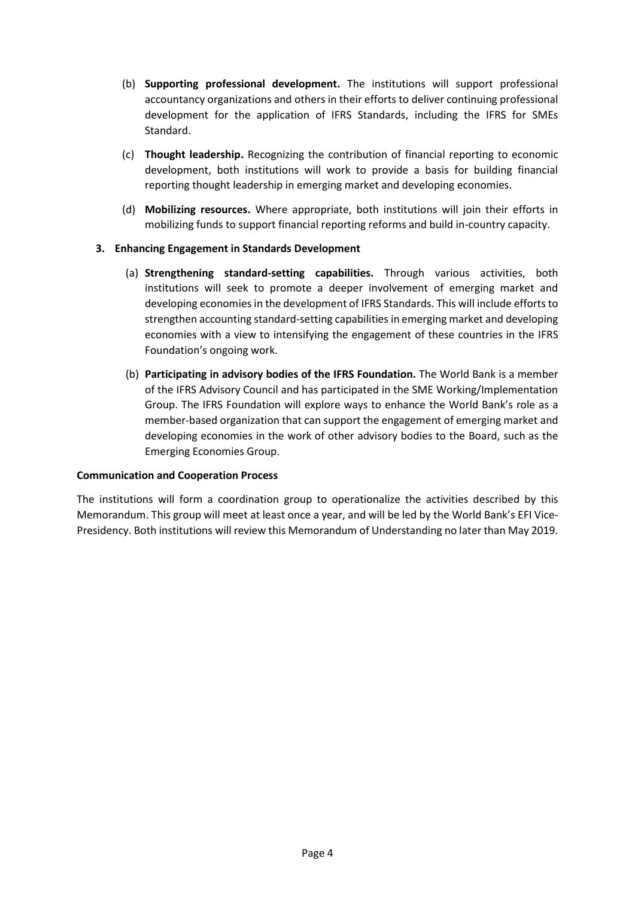(b) **Supporting professional development.** The institutions will support professional accountancy organizations and others in their efforts to deliver continuing professional development for the application of IFRS Standards, including the IFRS for SMEs Standard.

(c) **Thought leadership.** Recognizing the contribution of financial reporting to economic development, both institutions will work to provide a basis for building financial reporting thought leadership in emerging market and developing economies.

(d) **Mobilizing resources.** Where appropriate, both institutions will join their efforts in mobilizing funds to support financial reporting reforms and build in-country capacity.

**3. Enhancing Engagement in Standards Development**

(a) **Strengthening standard-setting capabilities.** Through various activities, both institutions will seek to promote a deeper involvement of emerging market and developing economies in the development of IFRS Standards. This will include efforts to strengthen accounting standard-setting capabilities in emerging market and developing economies with a view to intensifying the engagement of these countries in the IFRS Foundation's ongoing work.

(b) **Participating in advisory bodies of the IFRS Foundation.** The World Bank is a member of the IFRS Advisory Council and has participated in the SME Working/Implementation Group. The IFRS Foundation will explore ways to enhance the World Bank's role as a member-based organization that can support the engagement of emerging market and developing economies in the work of other advisory bodies to the Board, such as the Emerging Economies Group.

**Communication and Cooperation Process**

The institutions will form a coordination group to operationalize the activities described by this Memorandum. This group will meet at least once a year, and will be led by the World Bank's EFI Vice-Presidency. Both institutions will review this Memorandum of Understanding no later than May 2019.